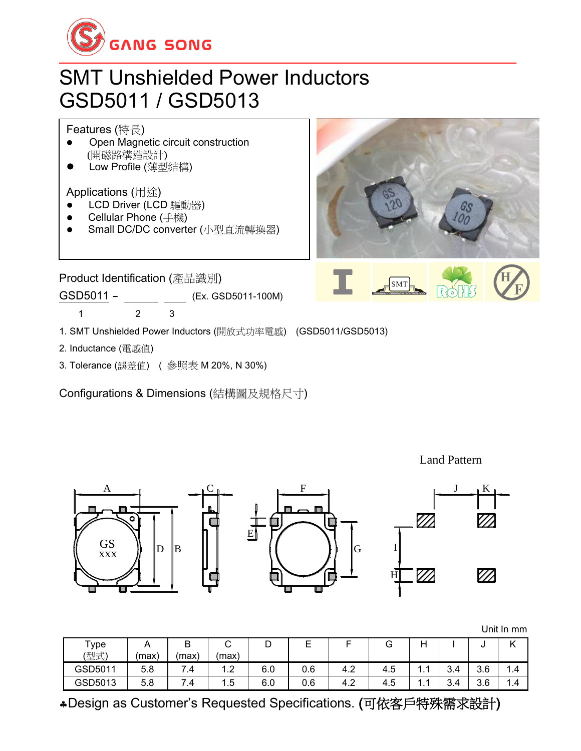GANG SONG

# SMT Unshielded Power Inductors
# GSD5011 / GSD5013

**Features (特長)**

- Open Magnetic circuit construction (開磁路構造設計)
- Low Profile (薄型結構)

**Applications (用途)**

- LCD Driver (LCD 驅動器)
- Cellular Phone (手機)
- Small DC/DC converter (小型直流轉換器)

## Product Identification (產品識別)

GSD5011 – ______ ____ (Ex. GSD5011-100M)

1 2 3

1. SMT Unshielded Power Inductors (開放式功率電感) (GSD5011/GSD5013)
2. Inductance (電感值)
3. Tolerance (誤差值) ( 參照表 M 20%, N 30%)

## Configurations & Dimensions (結構圖及規格尺寸)

Land Pattern

A C F J K

GS XXX

D B E G I H

Unit In mm

| Type (型式) | A (max) | B (max) | C (max) | D | E | F | G | H | I | J | K |
|---|---|---|---|---|---|---|---|---|---|---|---|
| GSD5011 | 5.8 | 7.4 | 1.2 | 6.0 | 0.6 | 4.2 | 4.5 | 1.1 | 3.4 | 3.6 | 1.4 |
| GSD5013 | 5.8 | 7.4 | 1.5 | 6.0 | 0.6 | 4.2 | 4.5 | 1.1 | 3.4 | 3.6 | 1.4 |

♣Design as Customer's Requested Specifications. (可依客戶特殊需求設計)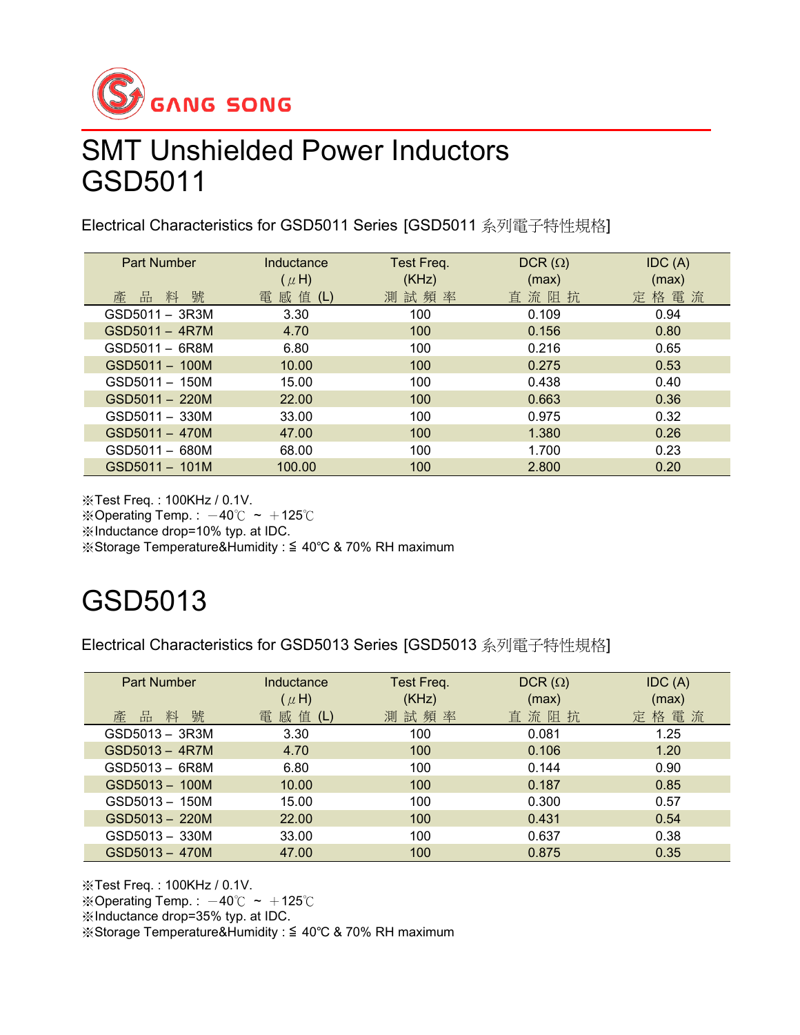GANG SONG

# SMT Unshielded Power Inductors
# GSD5011

Electrical Characteristics for GSD5011 Series [GSD5011 系列電子特性規格]

| Part Number<br>產 品 料 號 | Inductance<br>( $\mu$H)<br>電 感 值 (L) | Test Freq.<br>(KHz)<br>測 試 頻 率 | DCR (Ω)<br>(max)<br>直 流 阻 抗 | IDC (A)<br>(max)<br>定 格 電 流 |
|---|---|---|---|---|
| GSD5011 – 3R3M | 3.30 | 100 | 0.109 | 0.94 |
| GSD5011 – 4R7M | 4.70 | 100 | 0.156 | 0.80 |
| GSD5011 – 6R8M | 6.80 | 100 | 0.216 | 0.65 |
| GSD5011 – 100M | 10.00 | 100 | 0.275 | 0.53 |
| GSD5011 – 150M | 15.00 | 100 | 0.438 | 0.40 |
| GSD5011 – 220M | 22.00 | 100 | 0.663 | 0.36 |
| GSD5011 – 330M | 33.00 | 100 | 0.975 | 0.32 |
| GSD5011 – 470M | 47.00 | 100 | 1.380 | 0.26 |
| GSD5011 – 680M | 68.00 | 100 | 1.700 | 0.23 |
| GSD5011 – 101M | 100.00 | 100 | 2.800 | 0.20 |

※Test Freq. : 100KHz / 0.1V.
※Operating Temp. : －40℃ ~ ＋125℃
※Inductance drop=10% typ. at IDC.
※Storage Temperature&Humidity : ≦ 40℃ & 70% RH maximum

# GSD5013

Electrical Characteristics for GSD5013 Series [GSD5013 系列電子特性規格]

| Part Number<br>產 品 料 號 | Inductance<br>( $\mu$H)<br>電 感 值 (L) | Test Freq.<br>(KHz)<br>測 試 頻 率 | DCR (Ω)<br>(max)<br>直 流 阻 抗 | IDC (A)<br>(max)<br>定 格 電 流 |
|---|---|---|---|---|
| GSD5013 – 3R3M | 3.30 | 100 | 0.081 | 1.25 |
| GSD5013 – 4R7M | 4.70 | 100 | 0.106 | 1.20 |
| GSD5013 – 6R8M | 6.80 | 100 | 0.144 | 0.90 |
| GSD5013 – 100M | 10.00 | 100 | 0.187 | 0.85 |
| GSD5013 – 150M | 15.00 | 100 | 0.300 | 0.57 |
| GSD5013 – 220M | 22.00 | 100 | 0.431 | 0.54 |
| GSD5013 – 330M | 33.00 | 100 | 0.637 | 0.38 |
| GSD5013 – 470M | 47.00 | 100 | 0.875 | 0.35 |

※Test Freq. : 100KHz / 0.1V.
※Operating Temp. : －40℃ ~ ＋125℃
※Inductance drop=35% typ. at IDC.
※Storage Temperature&Humidity : ≦ 40℃ & 70% RH maximum